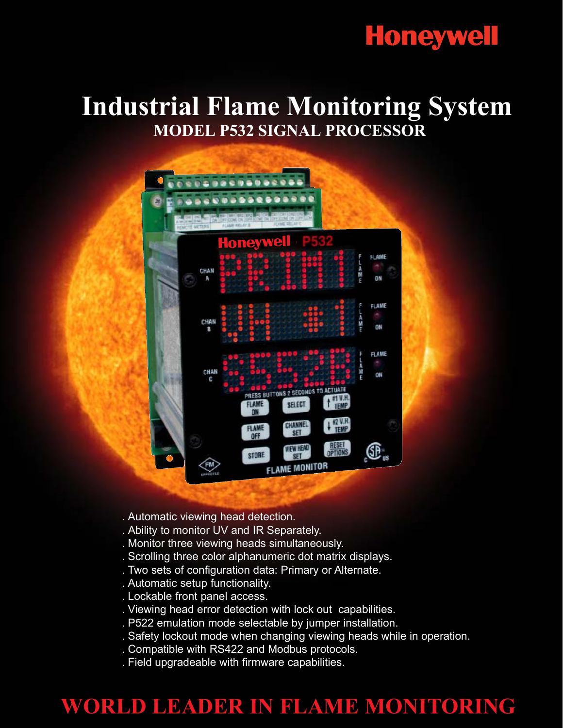Honeywell

# Industrial Flame Monitoring System

## MODEL P532 SIGNAL PROCESSOR

. Automatic viewing head detection.
. Ability to monitor UV and IR Separately.
. Monitor three viewing heads simultaneously.
. Scrolling three color alphanumeric dot matrix displays.
. Two sets of configuration data: Primary or Alternate.
. Automatic setup functionality.
. Lockable front panel access.
. Viewing head error detection with lock out capabilities.
. P522 emulation mode selectable by jumper installation.
. Safety lockout mode when changing viewing heads while in operation.
. Compatible with RS422 and Modbus protocols.
. Field upgradeable with firmware capabilities.

## WORLD LEADER IN FLAME MONITORING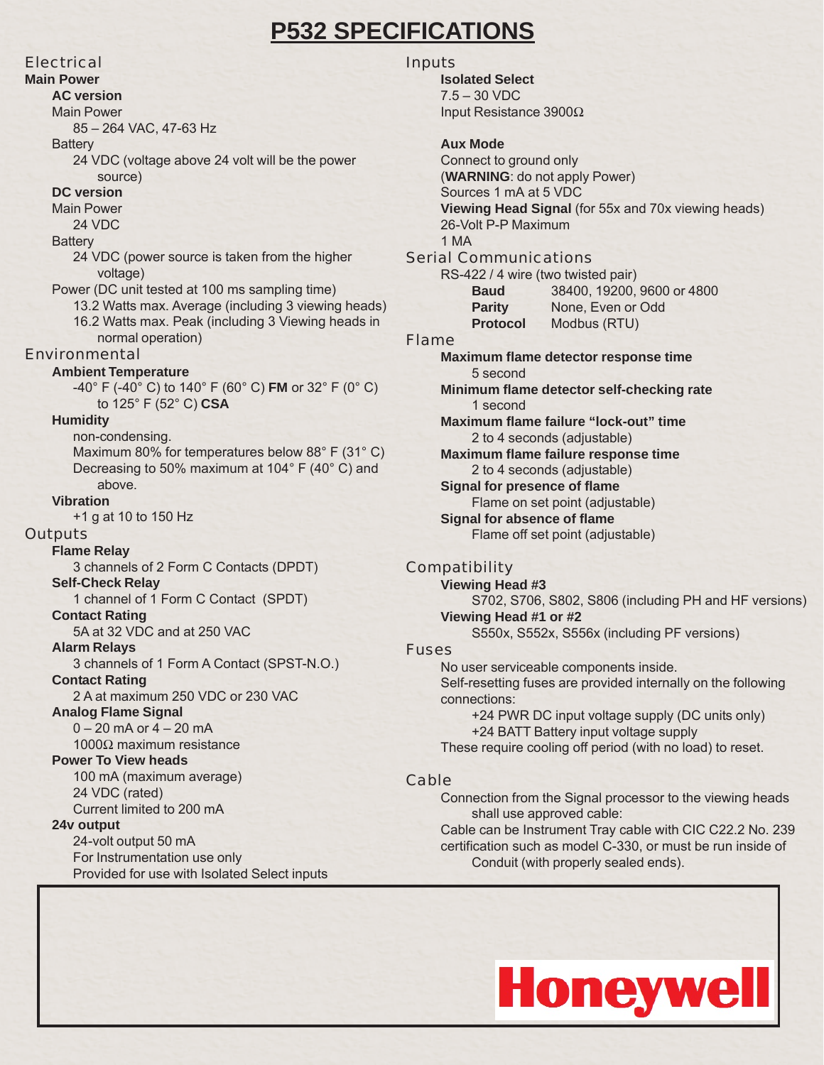# P532 SPECIFICATIONS

## Electrical

**Main Power**

**AC version**

Main Power

85 – 264 VAC, 47-63 Hz

Battery

24 VDC (voltage above 24 volt will be the power source)

**DC version**

Main Power

24 VDC

Battery

24 VDC (power source is taken from the higher voltage)

Power (DC unit tested at 100 ms sampling time)

13.2 Watts max. Average (including 3 viewing heads)

16.2 Watts max. Peak (including 3 Viewing heads in normal operation)

## Environmental

**Ambient Temperature**

-40° F (-40° C) to 140° F (60° C) **FM** or 32° F (0° C) to 125° F (52° C) **CSA**

**Humidity**

non-condensing.

Maximum 80% for temperatures below 88° F (31° C)

Decreasing to 50% maximum at 104° F (40° C) and above.

**Vibration**

+1 g at 10 to 150 Hz

## Outputs

**Flame Relay**

3 channels of 2 Form C Contacts (DPDT)

**Self-Check Relay**

1 channel of 1 Form C Contact (SPDT)

**Contact Rating**

5A at 32 VDC and at 250 VAC

**Alarm Relays**

3 channels of 1 Form A Contact (SPST-N.O.)

**Contact Rating**

2 A at maximum 250 VDC or 230 VAC

**Analog Flame Signal**

0 – 20 mA or 4 – 20 mA

1000Ω maximum resistance

**Power To View heads**

100 mA (maximum average)

24 VDC (rated)

Current limited to 200 mA

**24v output**

24-volt output 50 mA

For Instrumentation use only

Provided for use with Isolated Select inputs

## Inputs

**Isolated Select**

7.5 – 30 VDC

Input Resistance 3900Ω

**Aux Mode**

Connect to ground only

(**WARNING**: do not apply Power)

Sources 1 mA at 5 VDC

**Viewing Head Signal** (for 55x and 70x viewing heads)

26-Volt P-P Maximum

1 MA

## Serial Communications

RS-422 / 4 wire (two twisted pair)

| | |
|---|---|
| **Baud** | 38400, 19200, 9600 or 4800 |
| **Parity** | None, Even or Odd |
| **Protocol** | Modbus (RTU) |

## Flame

**Maximum flame detector response time**

5 second

**Minimum flame detector self-checking rate**

1 second

**Maximum flame failure “lock-out” time**

2 to 4 seconds (adjustable)

**Maximum flame failure response time**

2 to 4 seconds (adjustable)

**Signal for presence of flame**

Flame on set point (adjustable)

**Signal for absence of flame**

Flame off set point (adjustable)

## Compatibility

**Viewing Head #3**

S702, S706, S802, S806 (including PH and HF versions)

**Viewing Head #1 or #2**

S550x, S552x, S556x (including PF versions)

## Fuses

No user serviceable components inside.

Self-resetting fuses are provided internally on the following connections:

+24 PWR DC input voltage supply (DC units only)

+24 BATT Battery input voltage supply

These require cooling off period (with no load) to reset.

## Cable

Connection from the Signal processor to the viewing heads shall use approved cable:

Cable can be Instrument Tray cable with CIC C22.2 No. 239 certification such as model C-330, or must be run inside of Conduit (with properly sealed ends).

Honeywell